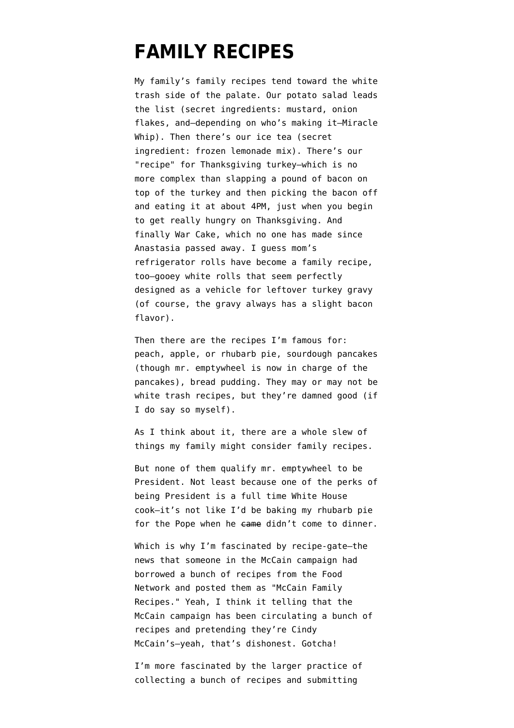# FAMILY RECIPES

My family's family recipes tend toward the white trash side of the palate. Our potato salad leads the list (secret ingredients: mustard, onion flakes, and—depending on who's making it—Miracle Whip). Then there's our ice tea (secret ingredient: frozen lemonade mix). There's our "recipe" for Thanksgiving turkey—which is no more complex than slapping a pound of bacon on top of the turkey and then picking the bacon off and eating it at about 4PM, just when you begin to get really hungry on Thanksgiving. And finally War Cake, which no one has made since Anastasia passed away. I guess mom's refrigerator rolls have become a family recipe, too—gooey white rolls that seem perfectly designed as a vehicle for leftover turkey gravy (of course, the gravy always has a slight bacon flavor).

Then there are the recipes I'm famous for: peach, apple, or rhubarb pie, sourdough pancakes (though mr. emptywheel is now in charge of the pancakes), bread pudding. They may or may not be white trash recipes, but they're damned good (if I do say so myself).

As I think about it, there are a whole slew of things my family might consider family recipes.

But none of them qualify mr. emptywheel to be President. Not least because one of the perks of being President is a full time White House cook—it's not like I'd be baking my rhubarb pie for the Pope when he ~~came~~ didn't come to dinner.

Which is why I'm fascinated by recipe-gate—the news that someone in the McCain campaign had borrowed a bunch of recipes from the Food Network and posted them as "McCain Family Recipes." Yeah, I think it telling that the McCain campaign has been circulating a bunch of recipes and pretending they're Cindy McCain's—yeah, that's dishonest. Gotcha!

I'm more fascinated by the larger practice of collecting a bunch of recipes and submitting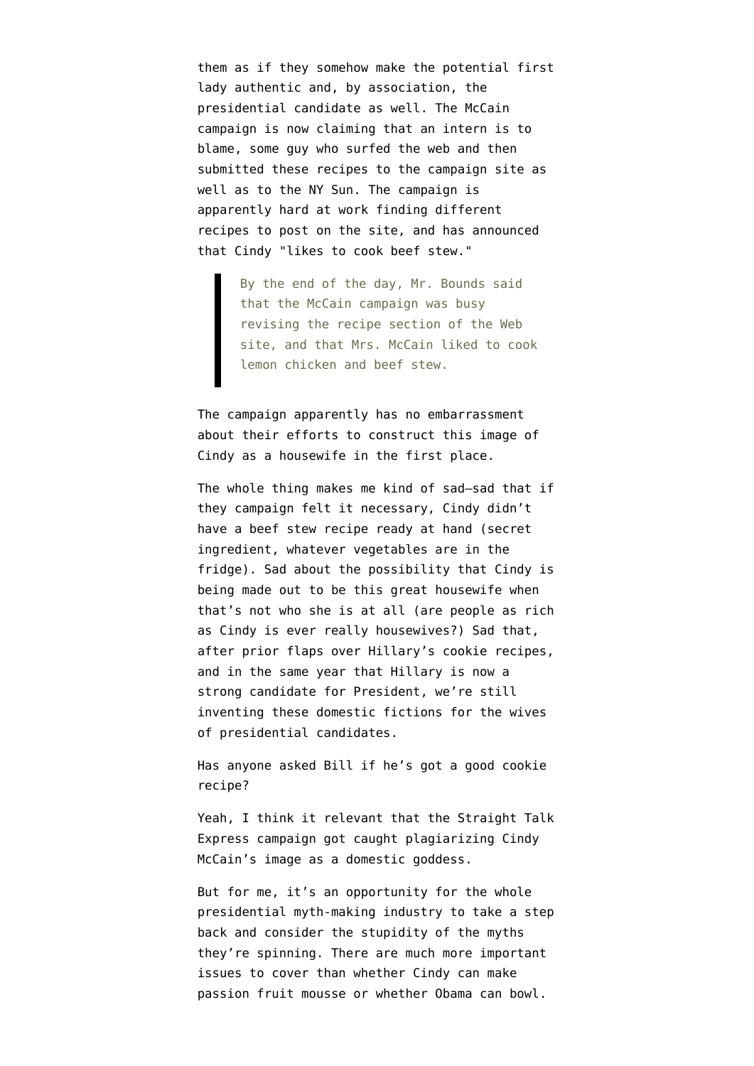them as if they somehow make the potential first lady authentic and, by association, the presidential candidate as well. The McCain campaign is now claiming that an intern is to blame, some guy who surfed the web and then submitted these recipes to the campaign site as well as to the NY Sun. The campaign is apparently hard at work finding different recipes to post on the site, and has announced that Cindy "likes to cook beef stew."

> By the end of the day, Mr. Bounds said that the McCain campaign was busy revising the recipe section of the Web site, and that Mrs. McCain liked to cook lemon chicken and beef stew.

The campaign apparently has no embarrassment about their efforts to construct this image of Cindy as a housewife in the first place.

The whole thing makes me kind of sad—sad that if they campaign felt it necessary, Cindy didn't have a beef stew recipe ready at hand (secret ingredient, whatever vegetables are in the fridge). Sad about the possibility that Cindy is being made out to be this great housewife when that's not who she is at all (are people as rich as Cindy is ever really housewives?) Sad that, after prior flaps over Hillary's cookie recipes, and in the same year that Hillary is now a strong candidate for President, we're still inventing these domestic fictions for the wives of presidential candidates.

Has anyone asked Bill if he's got a good cookie recipe?

Yeah, I think it relevant that the Straight Talk Express campaign got caught plagiarizing Cindy McCain's image as a domestic goddess.

But for me, it's an opportunity for the whole presidential myth-making industry to take a step back and consider the stupidity of the myths they're spinning. There are much more important issues to cover than whether Cindy can make passion fruit mousse or whether Obama can bowl.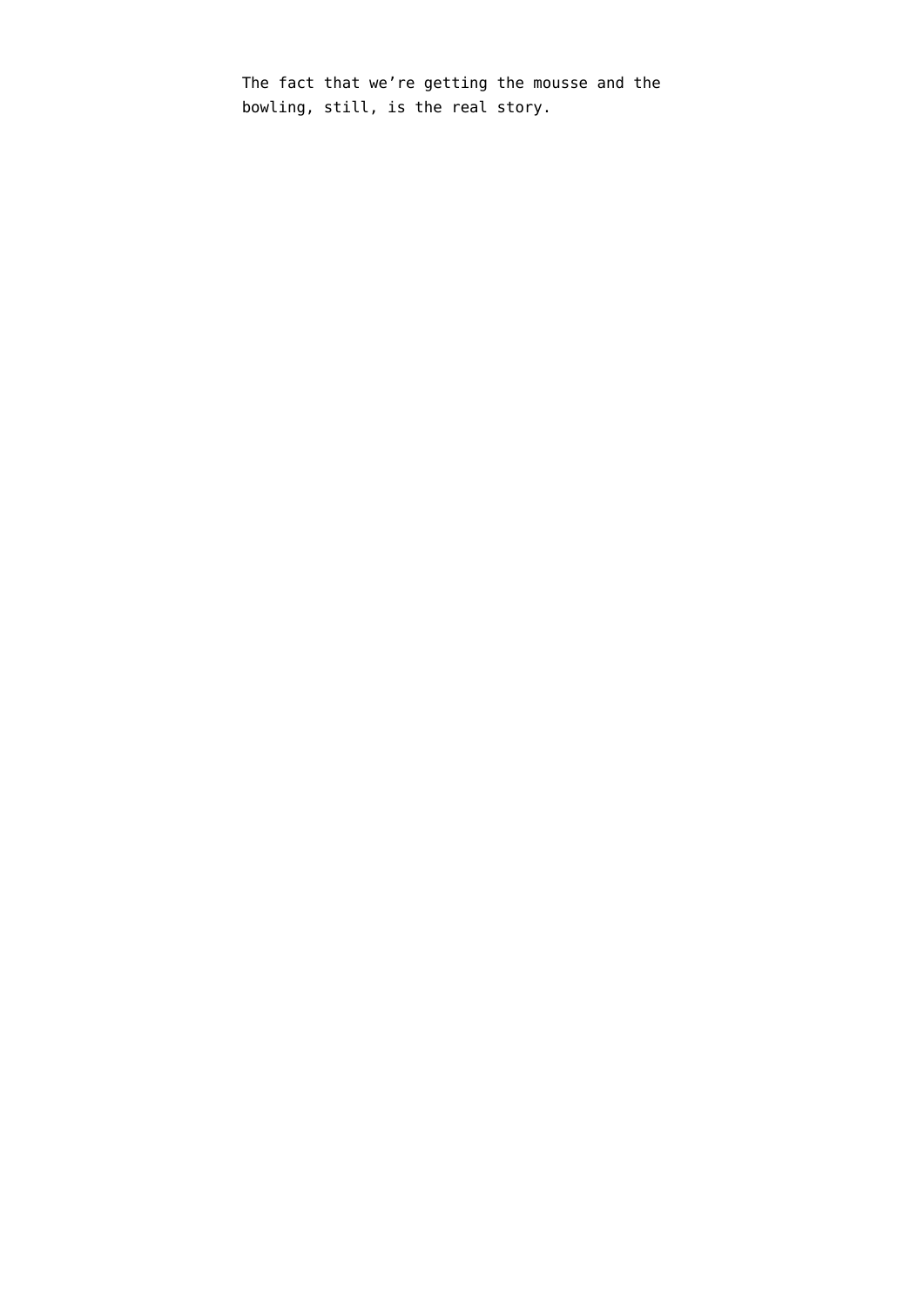The fact that we’re getting the mousse and the bowling, still, is the real story.